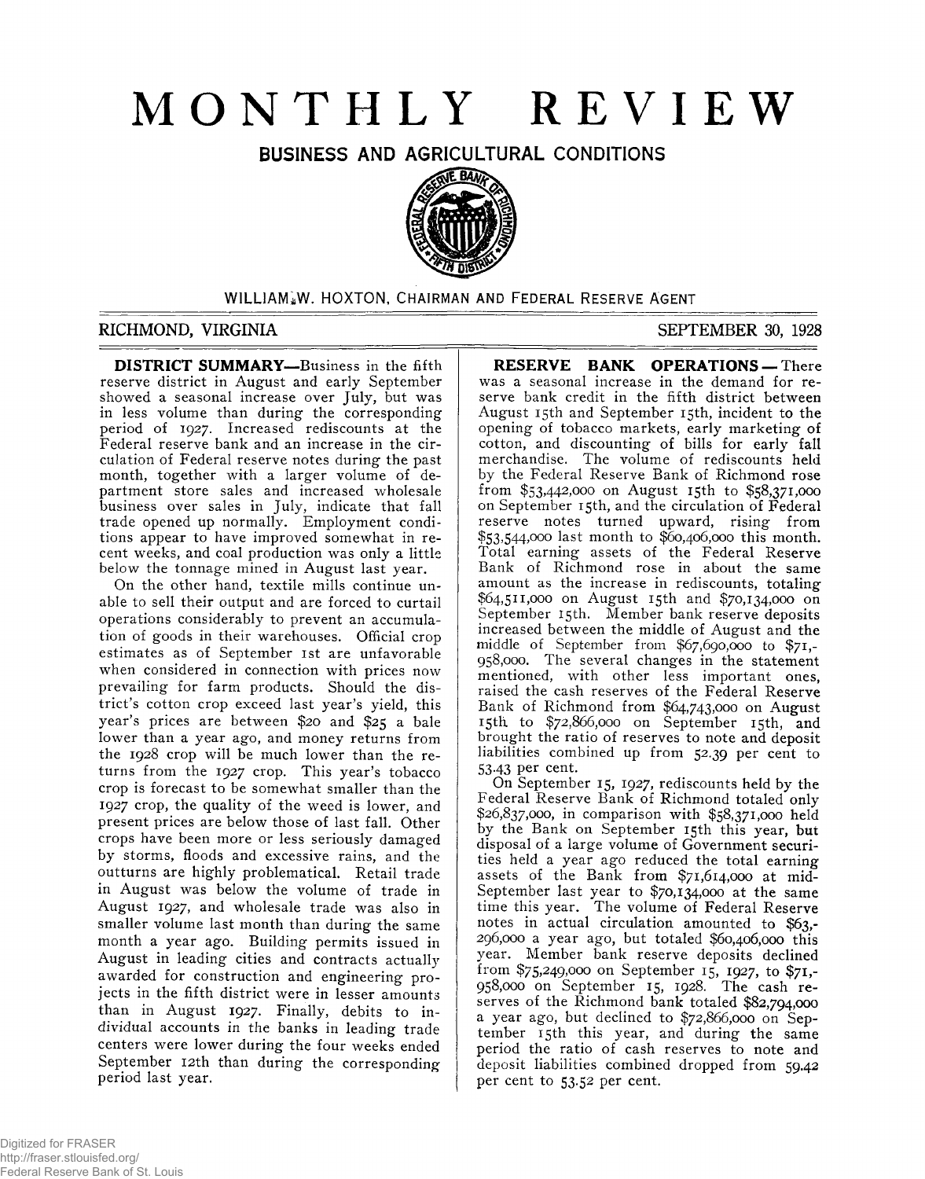# MONTHLY REVIEW

## BUSINESS AND AGRICULTURAL CONDITIONS

WILLIAM W. HOXTON, CHAIRMAN AND FEDERAL RESERVE AGENT

RICHMOND, VIRGINIA

SEPTEMBER 30, 1928

**DISTRICT SUMMARY**—Business in the fifth reserve district in August and early September showed a seasonal increase over July, but was in less volume than during the corresponding period of 1927. Increased rediscounts at the Federal reserve bank and an increase in the circulation of Federal reserve notes during the past month, together with a larger volume of department store sales and increased wholesale business over sales in July, indicate that fall trade opened up normally. Employment conditions appear to have improved somewhat in recent weeks, and coal production was only a little below the tonnage mined in August last year.

On the other hand, textile mills continue unable to sell their output and are forced to curtail operations considerably to prevent an accumulation of goods in their warehouses. Official crop estimates as of September 1st are unfavorable when considered in connection with prices now prevailing for farm products. Should the district's cotton crop exceed last year's yield, this year's prices are between $20 and $25 a bale lower than a year ago, and money returns from the 1928 crop will be much lower than the returns from the 1927 crop. This year's tobacco crop is forecast to be somewhat smaller than the 1927 crop, the quality of the weed is lower, and present prices are below those of last fall. Other crops have been more or less seriously damaged by storms, floods and excessive rains, and the outturns are highly problematical. Retail trade in August was below the volume of trade in August 1927, and wholesale trade was also in smaller volume last month than during the same month a year ago. Building permits issued in August in leading cities and contracts actually awarded for construction and engineering projects in the fifth district were in lesser amounts than in August 1927. Finally, debits to individual accounts in the banks in leading trade centers were lower during the four weeks ended September 12th than during the corresponding period last year.

**RESERVE BANK OPERATIONS** — There was a seasonal increase in the demand for reserve bank credit in the fifth district between August 15th and September 15th, incident to the opening of tobacco markets, early marketing of cotton, and discounting of bills for early fall merchandise. The volume of rediscounts held by the Federal Reserve Bank of Richmond rose from $53,442,000 on August 15th to $58,371,000 on September 15th, and the circulation of Federal reserve notes turned upward, rising from $53,544,000 last month to $60,406,000 this month. Total earning assets of the Federal Reserve Bank of Richmond rose in about the same amount as the increase in rediscounts, totaling $64,511,000 on August 15th and $70,134,000 on September 15th. Member bank reserve deposits increased between the middle of August and the middle of September from $67,690,000 to $71,958,000. The several changes in the statement mentioned, with other less important ones, raised the cash reserves of the Federal Reserve Bank of Richmond from $64,743,000 on August 15th to $72,866,000 on September 15th, and brought the ratio of reserves to note and deposit liabilities combined up from 52.39 per cent to 53.43 per cent.

On September 15, 1927, rediscounts held by the Federal Reserve Bank of Richmond totaled only $26,837,000, in comparison with $58,371,000 held by the Bank on September 15th this year, but disposal of a large volume of Government securities held a year ago reduced the total earning assets of the Bank from $71,614,000 at mid-September last year to $70,134,000 at the same time this year. The volume of Federal Reserve notes in actual circulation amounted to $63,296,000 a year ago, but totaled $60,406,000 this year. Member bank reserve deposits declined from $75,249,000 on September 15, 1927, to $71,958,000 on September 15, 1928. The cash reserves of the Richmond bank totaled $82,794,000 a year ago, but declined to $72,866,000 on September 15th this year, and during the same period the ratio of cash reserves to note and deposit liabilities combined dropped from 59.42 per cent to 53.52 per cent.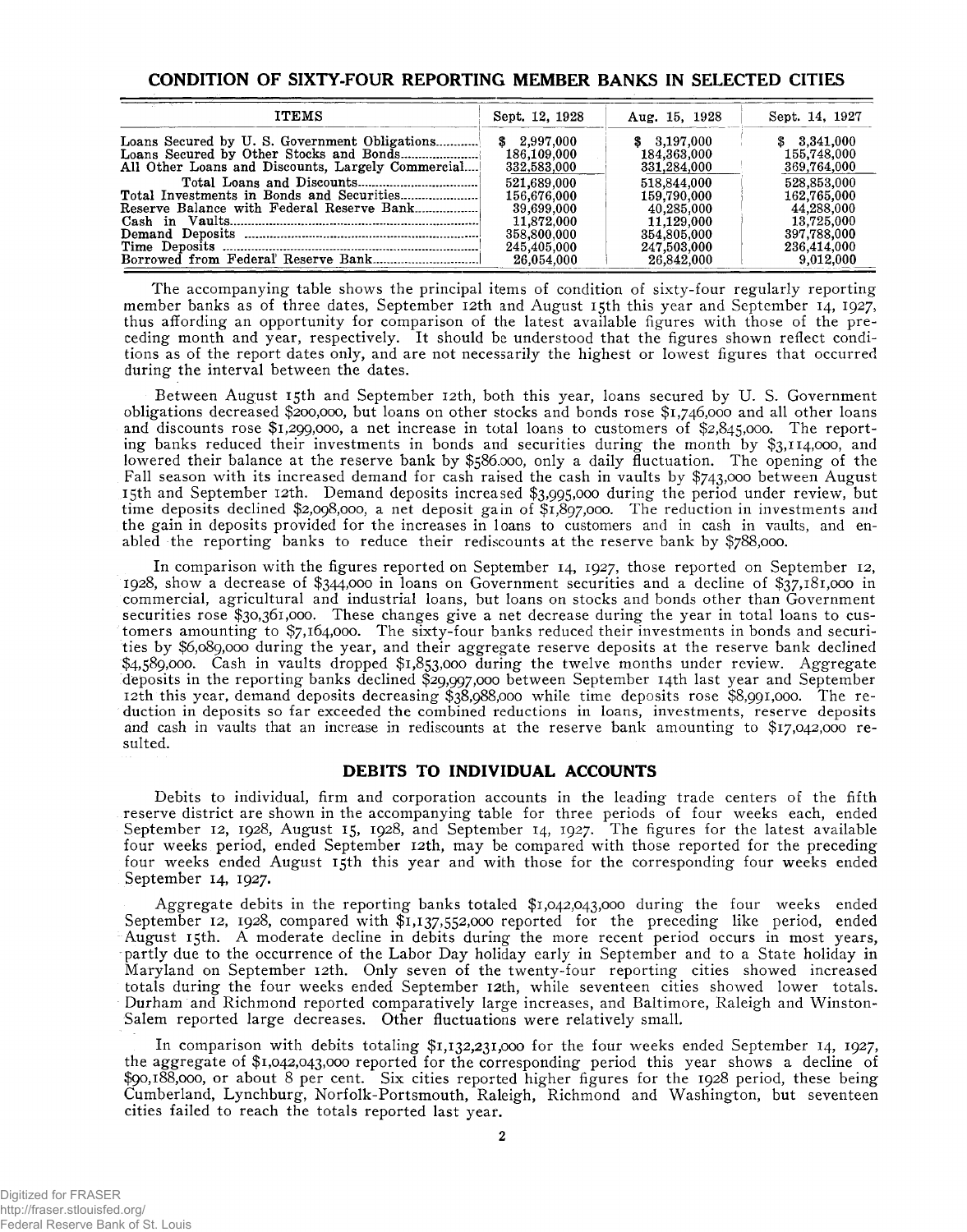## CONDITION OF SIXTY-FOUR REPORTING MEMBER BANKS IN SELECTED CITIES

| ITEMS | Sept. 12, 1928 | Aug. 15, 1928 | Sept. 14, 1927 |
|---|---|---|---|
| Loans Secured by U. S. Government Obligations | $ 2,997,000 | $ 3,197,000 | $ 3,341,000 |
| Loans Secured by Other Stocks and Bonds | 186,109,000 | 184,363,000 | 155,748,000 |
| All Other Loans and Discounts, Largely Commercial | 332,583,000 | 331,284,000 | 369,764,000 |
| Total Loans and Discounts | 521,689,000 | 518,844,000 | 528,853,000 |
| Total Investments in Bonds and Securities | 156,676,000 | 159,790,000 | 162,765,000 |
| Reserve Balance with Federal Reserve Bank | 39,699,000 | 40,285,000 | 44,288,000 |
| Cash in Vaults | 11,872,000 | 11,129,000 | 13,725,000 |
| Demand Deposits | 358,800,000 | 354,805,000 | 397,788,000 |
| Time Deposits | 245,405,000 | 247,503,000 | 236,414,000 |
| Borrowed from Federal Reserve Bank | 26,054,000 | 26,842,000 | 9,012,000 |

The accompanying table shows the principal items of condition of sixty-four regularly reporting member banks as of three dates, September 12th and August 15th this year and September 14, 1927, thus affording an opportunity for comparison of the latest available figures with those of the preceding month and year, respectively. It should be understood that the figures shown reflect conditions as of the report dates only, and are not necessarily the highest or lowest figures that occurred during the interval between the dates.

Between August 15th and September 12th, both this year, loans secured by U. S. Government obligations decreased $200,000, but loans on other stocks and bonds rose $1,746,000 and all other loans and discounts rose $1,299,000, a net increase in total loans to customers of $2,845,000. The reporting banks reduced their investments in bonds and securities during the month by $3,114,000, and lowered their balance at the reserve bank by $586.000, only a daily fluctuation. The opening of the Fall season with its increased demand for cash raised the cash in vaults by $743,000 between August 15th and September 12th. Demand deposits increased $3,995,000 during the period under review, but time deposits declined $2,098,000, a net deposit gain of $1,897,000. The reduction in investments and the gain in deposits provided for the increases in loans to customers and in cash in vaults, and enabled the reporting banks to reduce their rediscounts at the reserve bank by $788,000.

In comparison with the figures reported on September 14, 1927, those reported on September 12, 1928, show a decrease of $344,000 in loans on Government securities and a decline of $37,181,000 in commercial, agricultural and industrial loans, but loans on stocks and bonds other than Government securities rose $30,361,000. These changes give a net decrease during the year in total loans to customers amounting to $7,164,000. The sixty-four banks reduced their investments in bonds and securities by $6,089,000 during the year, and their aggregate reserve deposits at the reserve bank declined $4,589,000. Cash in vaults dropped $1,853,000 during the twelve months under review. Aggregate deposits in the reporting banks declined $29,997,000 between September 14th last year and September 12th this year, demand deposits decreasing $38,988,000 while time deposits rose $8,991,000. The reduction in deposits so far exceeded the combined reductions in loans, investments, reserve deposits and cash in vaults that an increase in rediscounts at the reserve bank amounting to $17,042,000 resulted.

## DEBITS TO INDIVIDUAL ACCOUNTS

Debits to individual, firm and corporation accounts in the leading trade centers of the fifth reserve district are shown in the accompanying table for three periods of four weeks each, ended September 12, 1928, August 15, 1928, and September 14, 1927. The figures for the latest available four weeks period, ended September 12th, may be compared with those reported for the preceding four weeks ended August 15th this year and with those for the corresponding four weeks ended September 14, 1927.

Aggregate debits in the reporting banks totaled $1,042,043,000 during the four weeks ended September 12, 1928, compared with $1,137,552,000 reported for the preceding like period, ended August 15th. A moderate decline in debits during the more recent period occurs in most years, partly due to the occurrence of the Labor Day holiday early in September and to a State holiday in Maryland on September 12th. Only seven of the twenty-four reporting cities showed increased totals during the four weeks ended September 12th, while seventeen cities showed lower totals. Durham and Richmond reported comparatively large increases, and Baltimore, Raleigh and Winston-Salem reported large decreases. Other fluctuations were relatively small.

In comparison with debits totaling $1,132,231,000 for the four weeks ended September 14, 1927, the aggregate of $1,042,043,000 reported for the corresponding period this year shows a decline of $90,188,000, or about 8 per cent. Six cities reported higher figures for the 1928 period, these being Cumberland, Lynchburg, Norfolk-Portsmouth, Raleigh, Richmond and Washington, but seventeen cities failed to reach the totals reported last year.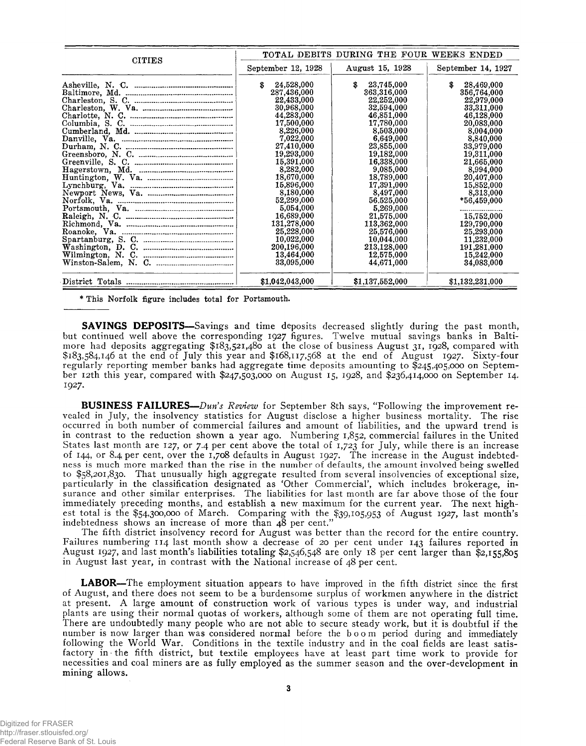| CITIES | TOTAL DEBITS DURING THE FOUR WEEKS ENDED | | |
|---|---|---|---|
| | September 12, 1928 | August 15, 1928 | September 14, 1927 |
| Asheville, N. C. | $ 24,528,000 | $ 23,745,000 | $ 28,469,000 |
| Baltimore, Md. | 287,436,000 | 363,316,000 | 356,764,000 |
| Charleston, S. C. | 22,433,000 | 22,252,000 | 22,979,000 |
| Charleston, W. Va. | 30,968,000 | 32,594,000 | 33,311,000 |
| Charlotte, N. C. | 44,283,000 | 46,851,000 | 46,128,000 |
| Columbia, S. C. | 17,500,000 | 17,780,000 | 20,083,000 |
| Cumberland, Md. | 8,226,000 | 8,503,000 | 8,004,000 |
| Danville, Va. | 7,022,000 | 6,649,000 | 8,840,000 |
| Durham, N. C. | 27,410,000 | 23,855,000 | 33,979,000 |
| Greensboro, N. C. | 19,293,000 | 19,182,000 | 19,311,000 |
| Greenville, S. C. | 15,391,000 | 16,338,000 | 21,665,000 |
| Hagerstown, Md. | 8,282,000 | 9,085,000 | 8,994,000 |
| Huntington, W. Va. | 18,670,000 | 18,789,000 | 20,407,000 |
| Lynchburg, Va. | 15,896,000 | 17,391,000 | 15,852,000 |
| Newport News, Va. | 8,180,000 | 8,497,000 | 8,313,000 |
| Norfolk, Va. | 52,299,000 | 56,525,000 | *56,459,000 |
| Portsmouth, Va. | 5,054,000 | 5,269,000 | ............ |
| Raleigh, N. C. | 16,689,000 | 21,575,000 | 15,752,000 |
| Richmond, Va. | 131,278,000 | 113,362,000 | 129,790,000 |
| Roanoke, Va. | 25,228,000 | 25,576,000 | 25,293,000 |
| Spartanburg, S. C. | 10,022,000 | 10,044,000 | 11,232,000 |
| Washington, D. C. | 200,196,000 | 213,128,000 | 191,281,000 |
| Wilmington, N. C. | 13,464,000 | 12,575,000 | 15,242,000 |
| Winston-Salem, N. C. | 33,095,000 | 44,671,000 | 34,083,000 |
| District Totals | $1,042,043,000 | $1,137,552,000 | $1,132,231,000 |

\* This Norfolk figure includes total for Portsmouth.

**SAVINGS DEPOSITS**—Savings and time deposits decreased slightly during the past month, but continued well above the corresponding 1927 figures. Twelve mutual savings banks in Baltimore had deposits aggregating $183,521,480 at the close of business August 31, 1928, compared with $183,584,146 at the end of July this year and $168,117,568 at the end of August 1927. Sixty-four regularly reporting member banks had aggregate time deposits amounting to $245,405,000 on September 12th this year, compared with $247,503,000 on August 15, 1928, and $236,414,000 on September 14, 1927.

**BUSINESS FAILURES**—*Dun's Review* for September 8th says, "Following the improvement revealed in July, the insolvency statistics for August disclose a higher business mortality. The rise occurred in both number of commercial failures and amount of liabilities, and the upward trend is in contrast to the reduction shown a year ago. Numbering 1,852, commercial failures in the United States last month are 127, or 7.4 per cent above the total of 1,723 for July, while there is an increase of 144, or 8.4 per cent, over the 1,708 defaults in August 1927. The increase in the August indebtedness is much more marked than the rise in the number of defaults, the amount involved being swelled to $58,201,830. That unusually high aggregate resulted from several insolvencies of exceptional size, particularly in the classification designated as 'Other Commercial', which includes brokerage, insurance and other similar enterprises. The liabilities for last month are far above those of the four immediately preceding months, and establish a new maximum for the current year. The next highest total is the $54,300,000 of March. Comparing with the $39,105,953 of August 1927, last month's indebtedness shows an increase of more than 48 per cent."

The fifth district insolvency record for August was better than the record for the entire country. Failures numbering 114 last month show a decrease of 20 per cent under 143 failures reported in August 1927, and last month's liabilities totaling $2,546,548 are only 18 per cent larger than $2,155,805 in August last year, in contrast with the National increase of 48 per cent.

**LABOR**—The employment situation appears to have improved in the fifth district since the first of August, and there does not seem to be a burdensome surplus of workmen anywhere in the district at present. A large amount of construction work of various types is under way, and industrial plants are using their normal quotas of workers, although some of them are not operating full time. There are undoubtedly many people who are not able to secure steady work, but it is doubtful if the number is now larger than was considered normal before the boom period during and immediately following the World War. Conditions in the textile industry and in the coal fields are least satisfactory in the fifth district, but textile employees have at least part time work to provide for necessities and coal miners are as fully employed as the summer season and the over-development in mining allows.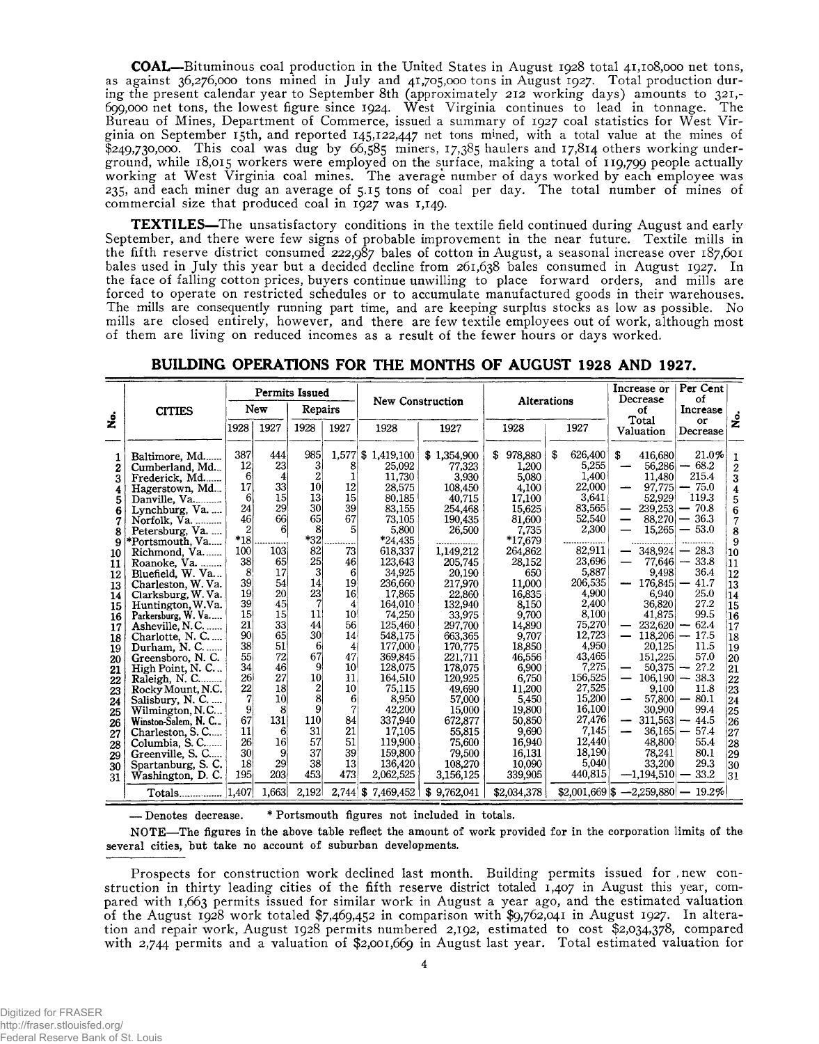**COAL**—Bituminous coal production in the United States in August 1928 total 41,108,000 net tons, as against 36,276,000 tons mined in July and 41,705,000 tons in August 1927. Total production during the present calendar year to September 8th (approximately 212 working days) amounts to 321,-699,000 net tons, the lowest figure since 1924. West Virginia continues to lead in tonnage. The Bureau of Mines, Department of Commerce, issued a summary of 1927 coal statistics for West Virginia on September 15th, and reported 145,122,447 net tons mined, with a total value at the mines of $249,730,000. This coal was dug by 66,585 miners, 17,385 haulers and 17,814 others working underground, while 18,015 workers were employed on the surface, making a total of 119,799 people actually working at West Virginia coal mines. The average number of days worked by each employee was 235, and each miner dug an average of 5.15 tons of coal per day. The total number of mines of commercial size that produced coal in 1927 was 1,149.

**TEXTILES**—The unsatisfactory conditions in the textile field continued during August and early September, and there were few signs of probable improvement in the near future. Textile mills in the fifth reserve district consumed 222,987 bales of cotton in August, a seasonal increase over 187,601 bales used in July this year but a decided decline from 261,638 bales consumed in August 1927. In the face of falling cotton prices, buyers continue unwilling to place forward orders, and mills are forced to operate on restricted schedules or to accumulate manufactured goods in their warehouses. The mills are consequently running part time, and are keeping surplus stocks as low as possible. No mills are closed entirely, however, and there are few textile employees out of work, although most of them are living on reduced incomes as a result of the fewer hours or days worked.

## BUILDING OPERATIONS FOR THE MONTHS OF AUGUST 1928 AND 1927.

| No. | CITIES | Permits Issued New 1928 | New 1927 | Repairs 1928 | Repairs 1927 | New Construction 1928 | New Construction 1927 | Alterations 1928 | Alterations 1927 | Increase or Decrease of Total Valuation | Per Cent of Increase or Decrease | No. |
|---|---|---|---|---|---|---|---|---|---|---|---|---|
| 1 | Baltimore, Md. | 387 | 444 | 985 | 1,577 | $ 1,419,100 | $ 1,354,900 | $ 978,880 | $ 626,400 | $ 416,680 | 21.0% | 1 |
| 2 | Cumberland, Md. | 12 | 23 | 3 | 8 | 25,092 | 77,323 | 1,200 | 5,255 | — 56,286 | — 68.2 | 2 |
| 3 | Frederick, Md. | 6 | 4 | 2 | 1 | 11,730 | 3,930 | 5,080 | 1,400 | 11,480 | 215.4 | 3 |
| 4 | Hagerstown, Md. | 17 | 33 | 10 | 12 | 28,575 | 108,450 | 4,100 | 22,000 | — 97,775 | — 75.0 | 4 |
| 5 | Danville, Va. | 6 | 15 | 13 | 15 | 80,185 | 40,715 | 17,100 | 3,641 | 52,929 | 119.3 | 5 |
| 6 | Lynchburg, Va. | 24 | 29 | 30 | 39 | 83,155 | 254,468 | 15,625 | 83,565 | — 239,253 | — 70.8 | 6 |
| 7 | Norfolk, Va. | 46 | 66 | 65 | 67 | 73,105 | 190,435 | 81,600 | 52,540 | — 88,270 | — 36.3 | 7 |
| 8 | Petersburg, Va. | 2 | 6 | 8 | 5 | 5,800 | 26,500 | 7,735 | 2,300 | — 15,265 | — 53.0 | 8 |
| 9 | *Portsmouth, Va. | *18 | ........ | *32 | ........ | *24,435 | ........ | *17,679 | ........ | ........ | ........ | 9 |
| 10 | Richmond, Va. | 100 | 103 | 82 | 73 | 618,337 | 1,149,212 | 264,862 | 82,911 | — 348,924 | — 28.3 | 10 |
| 11 | Roanoke, Va. | 38 | 65 | 25 | 46 | 123,643 | 205,745 | 28,152 | 23,696 | — 77,646 | — 33.8 | 11 |
| 12 | Bluefield, W. Va. | 8 | 17 | 3 | 6 | 34,925 | 20,190 | 650 | 5,887 | 9,498 | 36.4 | 12 |
| 13 | Charleston, W. Va. | 39 | 54 | 14 | 19 | 236,660 | 217,970 | 11,000 | 206,535 | — 176,845 | — 41.7 | 13 |
| 14 | Clarksburg, W. Va. | 19 | 20 | 23 | 16 | 17,865 | 22,860 | 16,835 | 4,900 | 6,940 | 25.0 | 14 |
| 15 | Huntington, W. Va. | 39 | 45 | 7 | 4 | 164,010 | 132,940 | 8,150 | 2,400 | 36,820 | 27.2 | 15 |
| 16 | Parkersburg, W. Va. | 15 | 15 | 11 | 10 | 74,250 | 33,975 | 9,700 | 8,100 | 41,875 | 99.5 | 16 |
| 17 | Asheville, N. C. | 21 | 33 | 44 | 56 | 125,460 | 297,700 | 14,890 | 75,270 | — 232,620 | — 62.4 | 17 |
| 18 | Charlotte, N. C. | 90 | 65 | 30 | 14 | 548,175 | 663,365 | 9,707 | 12,723 | — 118,206 | — 17.5 | 18 |
| 19 | Durham, N. C. | 38 | 51 | 6 | 4 | 177,000 | 170,775 | 18,850 | 4,950 | 20,125 | 11.5 | 19 |
| 20 | Greensboro, N. C. | 55 | 72 | 67 | 47 | 369,845 | 221,711 | 46,556 | 43,465 | 151,225 | 57.0 | 20 |
| 21 | High Point, N. C. | 34 | 46 | 9 | 10 | 128,075 | 178,075 | 6,900 | 7,275 | — 50,375 | — 27.2 | 21 |
| 22 | Raleigh, N. C. | 26 | 27 | 10 | 11 | 164,510 | 120,925 | 6,750 | 156,525 | — 106,190 | — 38.3 | 22 |
| 23 | Rocky Mount, N.C. | 22 | 18 | 2 | 10 | 75,115 | 49,690 | 11,200 | 27,525 | 9,100 | 11.8 | 23 |
| 24 | Salisbury, N. C. | 7 | 10 | 8 | 6 | 8,950 | 57,000 | 5,450 | 15,200 | — 57,800 | — 80.1 | 24 |
| 25 | Wilmington, N. C. | 9 | 8 | 9 | 7 | 42,200 | 15,000 | 19,800 | 16,100 | 30,900 | 99.4 | 25 |
| 26 | Winston-Salem, N. C. | 67 | 131 | 110 | 84 | 337,940 | 672,877 | 50,850 | 27,476 | — 311,563 | — 44.5 | 26 |
| 27 | Charleston, S. C. | 11 | 6 | 31 | 21 | 17,105 | 55,815 | 9,690 | 7,145 | — 36,165 | — 57.4 | 27 |
| 28 | Columbia, S. C. | 26 | 16 | 57 | 51 | 119,900 | 75,600 | 16,940 | 12,440 | 48,800 | 55.4 | 28 |
| 29 | Greenville, S. C. | 30 | 9 | 37 | 39 | 159,800 | 79,500 | 16,131 | 18,190 | 78,241 | 80.1 | 29 |
| 30 | Spartanburg, S. C. | 18 | 29 | 38 | 13 | 136,420 | 108,270 | 10,090 | 5,040 | 33,200 | 29.3 | 30 |
| 31 | Washington, D. C. | 195 | 203 | 453 | 473 | 2,062,525 | 3,156,125 | 339,905 | 440,815 | —1,194,510 | — 33.2 | 31 |
| | Totals | 1,407 | 1,663 | 2,192 | 2,744 | $ 7,469,452 | $ 9,762,041 | $2,034,378 | $2,001,669 | $ —2,259,880 | — 19.2% | |

— Denotes decrease. * Portsmouth figures not included in totals.

NOTE—The figures in the above table reflect the amount of work provided for in the corporation limits of the several cities, but take no account of suburban developments.

Prospects for construction work declined last month. Building permits issued for new construction in thirty leading cities of the fifth reserve district totaled 1,407 in August this year, compared with 1,663 permits issued for similar work in August a year ago, and the estimated valuation of the August 1928 work totaled $7,469,452 in comparison with $9,762,041 in August 1927. In alteration and repair work, August 1928 permits numbered 2,192, estimated to cost $2,034,378, compared with 2,744 permits and a valuation of $2,001,669 in August last year. Total estimated valuation for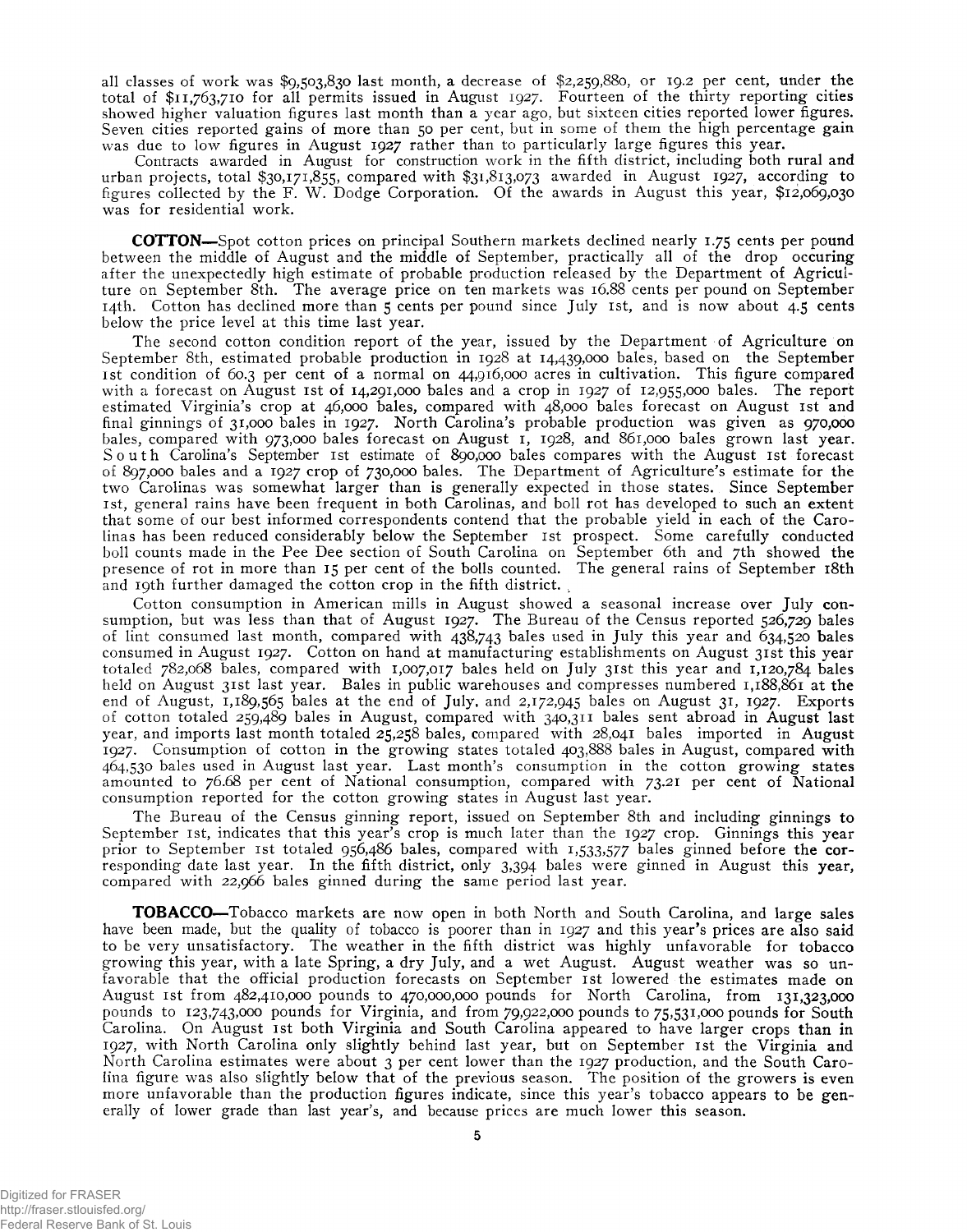all classes of work was $9,503,830 last month, a decrease of $2,259,880, or 19.2 per cent, under the total of $11,763,710 for all permits issued in August 1927. Fourteen of the thirty reporting cities showed higher valuation figures last month than a year ago, but sixteen cities reported lower figures. Seven cities reported gains of more than 50 per cent, but in some of them the high percentage gain was due to low figures in August 1927 rather than to particularly large figures this year.

Contracts awarded in August for construction work in the fifth district, including both rural and urban projects, total $30,171,855, compared with $31,813,073 awarded in August 1927, according to figures collected by the F. W. Dodge Corporation. Of the awards in August this year, $12,069,030 was for residential work.

**COTTON**—Spot cotton prices on principal Southern markets declined nearly 1.75 cents per pound between the middle of August and the middle of September, practically all of the drop occuring after the unexpectedly high estimate of probable production released by the Department of Agriculture on September 8th. The average price on ten markets was 16.88 cents per pound on September 14th. Cotton has declined more than 5 cents per pound since July 1st, and is now about 4.5 cents below the price level at this time last year.

The second cotton condition report of the year, issued by the Department of Agriculture on September 8th, estimated probable production in 1928 at 14,439,000 bales, based on the September 1st condition of 60.3 per cent of a normal on 44,916,000 acres in cultivation. This figure compared with a forecast on August 1st of 14,291,000 bales and a crop in 1927 of 12,955,000 bales. The report estimated Virginia's crop at 46,000 bales, compared with 48,000 bales forecast on August 1st and final ginnings of 31,000 bales in 1927. North Carolina's probable production was given as 970,000 bales, compared with 973,000 bales forecast on August 1, 1928, and 861,000 bales grown last year. South Carolina's September 1st estimate of 890,000 bales compares with the August 1st forecast of 897,000 bales and a 1927 crop of 730,000 bales. The Department of Agriculture's estimate for the two Carolinas was somewhat larger than is generally expected in those states. Since September 1st, general rains have been frequent in both Carolinas, and boll rot has developed to such an extent that some of our best informed correspondents contend that the probable yield in each of the Carolinas has been reduced considerably below the September 1st prospect. Some carefully conducted boll counts made in the Pee Dee section of South Carolina on September 6th and 7th showed the presence of rot in more than 15 per cent of the bolls counted. The general rains of September 18th and 19th further damaged the cotton crop in the fifth district.

Cotton consumption in American mills in August showed a seasonal increase over July consumption, but was less than that of August 1927. The Bureau of the Census reported 526,729 bales of lint consumed last month, compared with 438,743 bales used in July this year and 634,520 bales consumed in August 1927. Cotton on hand at manufacturing establishments on August 31st this year totaled 782,068 bales, compared with 1,007,017 bales held on July 31st this year and 1,120,784 bales held on August 31st last year. Bales in public warehouses and compresses numbered 1,188,861 at the end of August, 1,189,565 bales at the end of July, and 2,172,945 bales on August 31, 1927. Exports of cotton totaled 259,489 bales in August, compared with 340,311 bales sent abroad in August last year, and imports last month totaled 25,258 bales, compared with 28,041 bales imported in August 1927. Consumption of cotton in the growing states totaled 403,888 bales in August, compared with 464,530 bales used in August last year. Last month's consumption in the cotton growing states amounted to 76.68 per cent of National consumption, compared with 73.21 per cent of National consumption reported for the cotton growing states in August last year.

The Bureau of the Census ginning report, issued on September 8th and including ginnings to September 1st, indicates that this year's crop is much later than the 1927 crop. Ginnings this year prior to September 1st totaled 956,486 bales, compared with 1,533,577 bales ginned before the corresponding date last year. In the fifth district, only 3,394 bales were ginned in August this year, compared with 22,966 bales ginned during the same period last year.

**TOBACCO**—Tobacco markets are now open in both North and South Carolina, and large sales have been made, but the quality of tobacco is poorer than in 1927 and this year's prices are also said to be very unsatisfactory. The weather in the fifth district was highly unfavorable for tobacco growing this year, with a late Spring, a dry July, and a wet August. August weather was so unfavorable that the official production forecasts on September 1st lowered the estimates made on August 1st from 482,410,000 pounds to 470,000,000 pounds for North Carolina, from 131,323,000 pounds to 123,743,000 pounds for Virginia, and from 79,922,000 pounds to 75,531,000 pounds for South Carolina. On August 1st both Virginia and South Carolina appeared to have larger crops than in 1927, with North Carolina only slightly behind last year, but on September 1st the Virginia and North Carolina estimates were about 3 per cent lower than the 1927 production, and the South Carolina figure was also slightly below that of the previous season. The position of the growers is even more unfavorable than the production figures indicate, since this year's tobacco appears to be generally of lower grade than last year's, and because prices are much lower this season.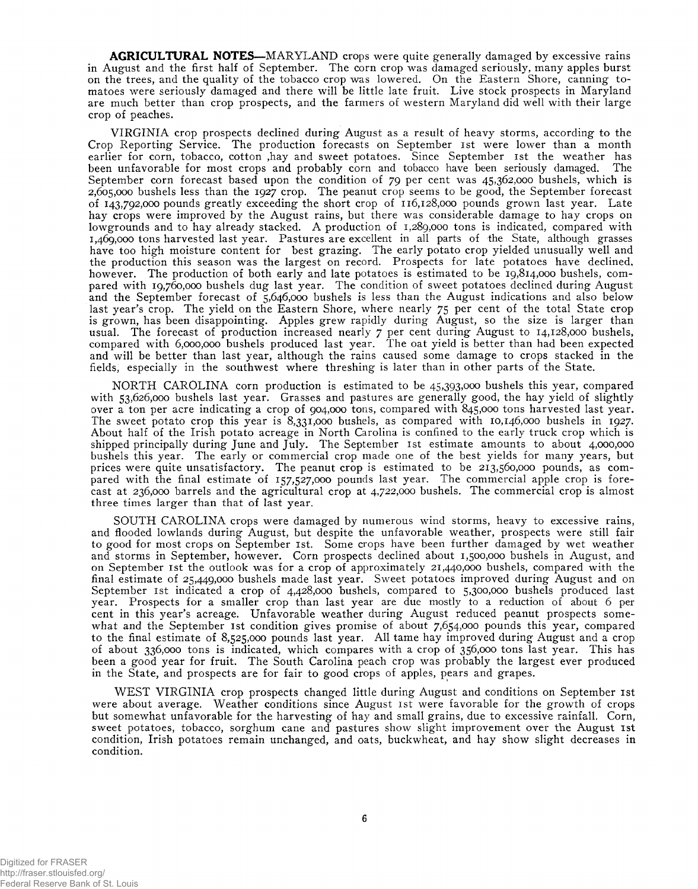**AGRICULTURAL NOTES**—MARYLAND crops were quite generally damaged by excessive rains in August and the first half of September. The corn crop was damaged seriously, many apples burst on the trees, and the quality of the tobacco crop was lowered. On the Eastern Shore, canning tomatoes were seriously damaged and there will be little late fruit. Live stock prospects in Maryland are much better than crop prospects, and the farmers of western Maryland did well with their large crop of peaches.

VIRGINIA crop prospects declined during August as a result of heavy storms, according to the Crop Reporting Service. The production forecasts on September 1st were lower than a month earlier for corn, tobacco, cotton ,hay and sweet potatoes. Since September 1st the weather has been unfavorable for most crops and probably corn and tobacco have been seriously damaged. The September corn forecast based upon the condition of 79 per cent was 45,362,000 bushels, which is 2,605,000 bushels less than the 1927 crop. The peanut crop seems to be good, the September forecast of 143,792,000 pounds greatly exceeding the short crop of 116,128,000 pounds grown last year. Late hay crops were improved by the August rains, but there was considerable damage to hay crops on lowgrounds and to hay already stacked. A production of 1,289,000 tons is indicated, compared with 1,469,000 tons harvested last year. Pastures are excellent in all parts of the State, although grasses have too high moisture content for best grazing. The early potato crop yielded unusually well and the production this season was the largest on record. Prospects for late potatoes have declined, however. The production of both early and late potatoes is estimated to be 19,814,000 bushels, compared with 19,760,000 bushels dug last year. The condition of sweet potatoes declined during August and the September forecast of 5,646,000 bushels is less than the August indications and also below last year's crop. The yield on the Eastern Shore, where nearly 75 per cent of the total State crop is grown, has been disappointing. Apples grew rapidly during August, so the size is larger than usual. The forecast of production increased nearly 7 per cent during August to 14,128,000 bushels, compared with 6,000,000 bushels produced last year. The oat yield is better than had been expected and will be better than last year, although the rains caused some damage to crops stacked in the fields, especially in the southwest where threshing is later than in other parts of the State.

NORTH CAROLINA corn production is estimated to be 45,393,000 bushels this year, compared with 53,626,000 bushels last year. Grasses and pastures are generally good, the hay yield of slightly over a ton per acre indicating a crop of 904,000 tons, compared with 845,000 tons harvested last year. The sweet potato crop this year is 8,331,000 bushels, as compared with 10,146,000 bushels in 1927. About half of the Irish potato acreage in North Carolina is confined to the early truck crop which is shipped principally during June and July. The September 1st estimate amounts to about 4,000,000 bushels this year. The early or commercial crop made one of the best yields for many years, but prices were quite unsatisfactory. The peanut crop is estimated to be 213,560,000 pounds, as compared with the final estimate of 157,527,000 pounds last year. The commercial apple crop is forecast at 236,000 barrels and the agricultural crop at 4,722,000 bushels. The commercial crop is almost three times larger than that of last year.

SOUTH CAROLINA crops were damaged by numerous wind storms, heavy to excessive rains, and flooded lowlands during August, but despite the unfavorable weather, prospects were still fair to good for most crops on September 1st. Some crops have been further damaged by wet weather and storms in September, however. Corn prospects declined about 1,500,000 bushels in August, and on September 1st the outlook was for a crop of approximately 21,440,000 bushels, compared with the final estimate of 25,449,000 bushels made last year. Sweet potatoes improved during August and on September 1st indicated a crop of 4,428,000 bushels, compared to 5,300,000 bushels produced last year. Prospects for a smaller crop than last year are due mostly to a reduction of about 6 per cent in this year's acreage. Unfavorable weather during August reduced peanut prospects somewhat and the September 1st condition gives promise of about 7,654,000 pounds this year, compared to the final estimate of 8,525,000 pounds last year. All tame hay improved during August and a crop of about 336,000 tons is indicated, which compares with a crop of 356,000 tons last year. This has been a good year for fruit. The South Carolina peach crop was probably the largest ever produced in the State, and prospects are for fair to good crops of apples, pears and grapes.

WEST VIRGINIA crop prospects changed little during August and conditions on September 1st were about average. Weather conditions since August 1st were favorable for the growth of crops but somewhat unfavorable for the harvesting of hay and small grains, due to excessive rainfall. Corn, sweet potatoes, tobacco, sorghum cane and pastures show slight improvement over the August 1st condition, Irish potatoes remain unchanged, and oats, buckwheat, and hay show slight decreases in condition.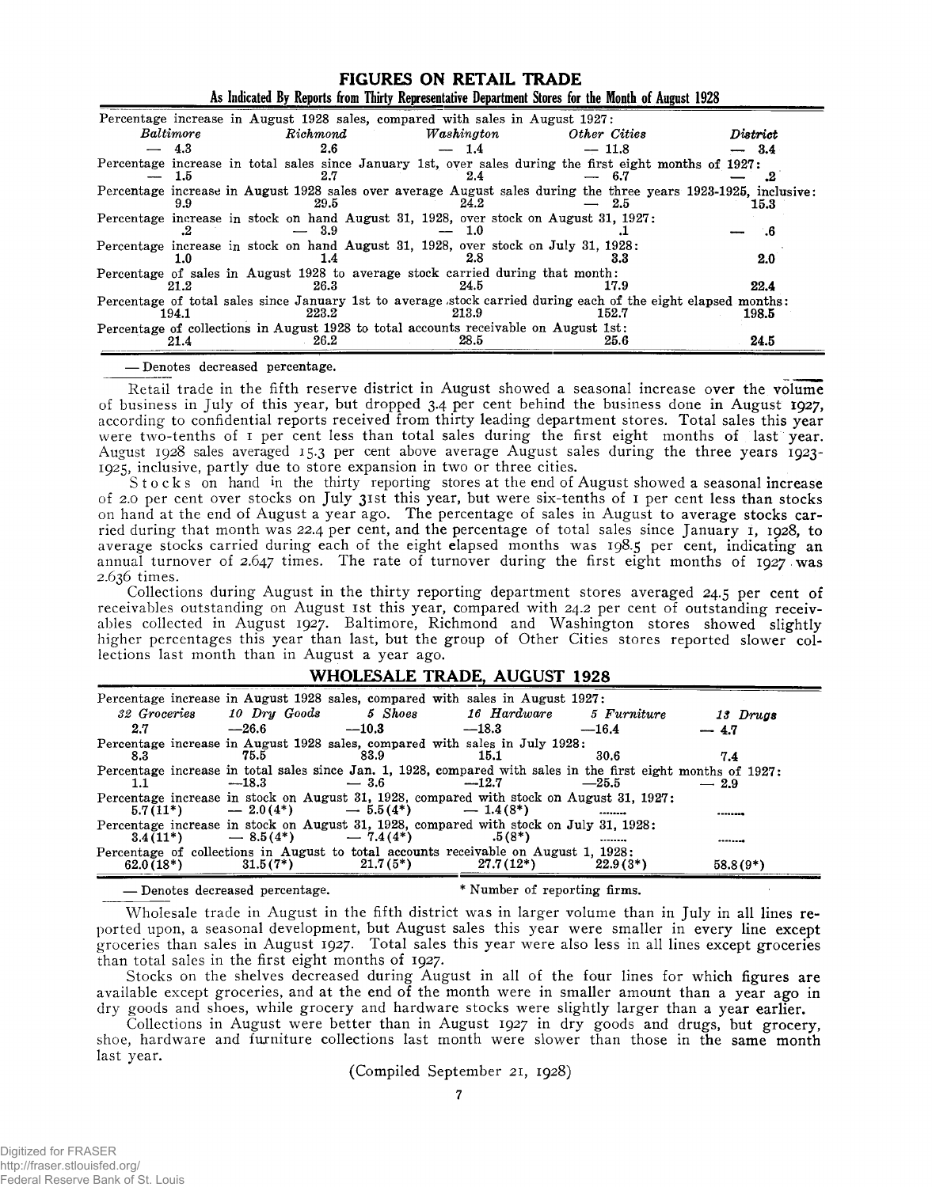## FIGURES ON RETAIL TRADE

### As Indicated By Reports from Thirty Representative Department Stores for the Month of August 1928

| | *Baltimore* | *Richmond* | *Washington* | *Other Cities* | *District* |
|---|---|---|---|---|---|
| Percentage increase in August 1928 sales, compared with sales in August 1927: | — 4.3 | 2.6 | — 1.4 | — 11.8 | — 3.4 |
| Percentage increase in total sales since January 1st, over sales during the first eight months of 1927: | — 1.5 | 2.7 | 2.4 | — 6.7 | — .2 |
| Percentage increase in August 1928 sales over average August sales during the three years 1923-1925, inclusive: | 9.9 | 29.5 | 24.2 | — 2.5 | 15.3 |
| Percentage increase in stock on hand August 31, 1928, over stock on August 31, 1927: | .2 | — 3.9 | — 1.0 | .1 | — .6 |
| Percentage increase in stock on hand August 31, 1928, over stock on July 31, 1928: | 1.0 | 1.4 | 2.8 | 3.3 | 2.0 |
| Percentage of sales in August 1928 to average stock carried during that month: | 21.2 | 26.3 | 24.5 | 17.9 | 22.4 |
| Percentage of total sales since January 1st to average stock carried during each of the eight elapsed months: | 194.1 | 223.2 | 213.9 | 152.7 | 198.5 |
| Percentage of collections in August 1928 to total accounts receivable on August 1st: | 21.4 | 26.2 | 28.5 | 25.6 | 24.5 |

— Denotes decreased percentage.

Retail trade in the fifth reserve district in August showed a seasonal increase over the volume of business in July of this year, but dropped 3.4 per cent behind the business done in August 1927, according to confidential reports received from thirty leading department stores. Total sales this year were two-tenths of 1 per cent less than total sales during the first eight months of last year. August 1928 sales averaged 15.3 per cent above average August sales during the three years 1923-1925, inclusive, partly due to store expansion in two or three cities.

Stocks on hand in the thirty reporting stores at the end of August showed a seasonal increase of 2.0 per cent over stocks on July 31st this year, but were six-tenths of 1 per cent less than stocks on hand at the end of August a year ago. The percentage of sales in August to average stocks carried during that month was 22.4 per cent, and the percentage of total sales since January 1, 1928, to average stocks carried during each of the eight elapsed months was 198.5 per cent, indicating an annual turnover of 2.647 times. The rate of turnover during the first eight months of 1927 was 2.636 times.

Collections during August in the thirty reporting department stores averaged 24.5 per cent of receivables outstanding on August 1st this year, compared with 24.2 per cent of outstanding receivables collected in August 1927. Baltimore, Richmond and Washington stores showed slightly higher percentages this year than last, but the group of Other Cities stores reported slower collections last month than in August a year ago.

## WHOLESALE TRADE, AUGUST 1928

| | *32 Groceries* | *10 Dry Goods* | *5 Shoes* | *16 Hardware* | *5 Furniture* | *13 Drugs* |
|---|---|---|---|---|---|---|
| Percentage increase in August 1928 sales, compared with sales in August 1927: | 2.7 | —26.6 | —10.3 | —18.3 | —16.4 | — 4.7 |
| Percentage increase in August 1928 sales, compared with sales in July 1928: | 8.3 | 75.5 | 83.9 | 15.1 | 30.6 | 7.4 |
| Percentage increase in total sales since Jan. 1, 1928, compared with sales in the first eight months of 1927: | 1.1 | —18.3 | — 3.6 | —12.7 | —25.5 | — 2.9 |
| Percentage increase in stock on August 31, 1928, compared with stock on August 31, 1927: | 5.7(11*) | — 2.0(4*) | — 5.5(4*) | — 1.4(8*) | ....... | ....... |
| Percentage increase in stock on August 31, 1928, compared with stock on July 31, 1928: | 3.4(11*) | — 8.5(4*) | — 7.4(4*) | .5(8*) | ....... | ....... |
| Percentage of collections in August to total accounts receivable on August 1, 1928: | 62.0(18*) | 31.5(7*) | 21.7(5*) | 27.7(12*) | 22.9(3*) | 58.8(9*) |

— Denotes decreased percentage. * Number of reporting firms.

Wholesale trade in August in the fifth district was in larger volume than in July in all lines reported upon, a seasonal development, but August sales this year were smaller in every line except groceries than sales in August 1927. Total sales this year were also less in all lines except groceries than total sales in the first eight months of 1927.

Stocks on the shelves decreased during August in all of the four lines for which figures are available except groceries, and at the end of the month were in smaller amount than a year ago in dry goods and shoes, while grocery and hardware stocks were slightly larger than a year earlier.

Collections in August were better than in August 1927 in dry goods and drugs, but grocery, shoe, hardware and furniture collections last month were slower than those in the same month last year.

(Compiled September 21, 1928)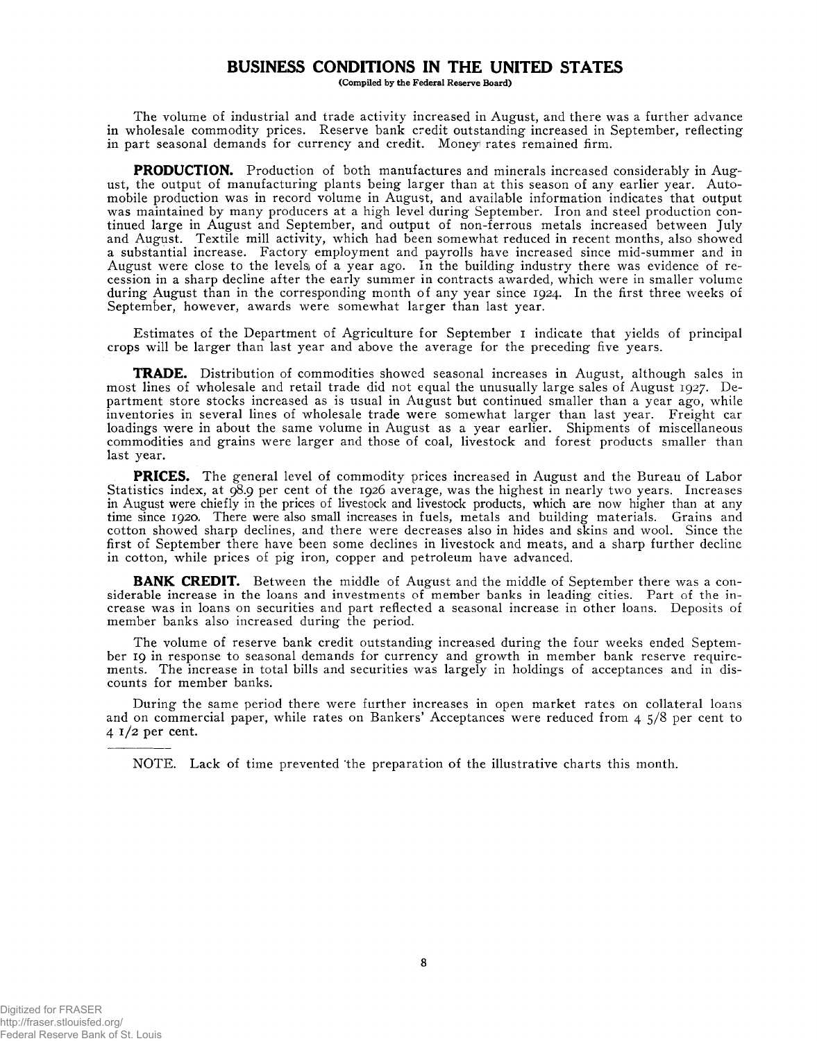# BUSINESS CONDITIONS IN THE UNITED STATES

(Compiled by the Federal Reserve Board)

The volume of industrial and trade activity increased in August, and there was a further advance in wholesale commodity prices. Reserve bank credit outstanding increased in September, reflecting in part seasonal demands for currency and credit. Money rates remained firm.

**PRODUCTION.** Production of both manufactures and minerals increased considerably in August, the output of manufacturing plants being larger than at this season of any earlier year. Automobile production was in record volume in August, and available information indicates that output was maintained by many producers at a high level during September. Iron and steel production continued large in August and September, and output of non-ferrous metals increased between July and August. Textile mill activity, which had been somewhat reduced in recent months, also showed a substantial increase. Factory employment and payrolls have increased since mid-summer and in August were close to the levels of a year ago. In the building industry there was evidence of recession in a sharp decline after the early summer in contracts awarded, which were in smaller volume during August than in the corresponding month of any year since 1924. In the first three weeks of September, however, awards were somewhat larger than last year.

Estimates of the Department of Agriculture for September 1 indicate that yields of principal crops will be larger than last year and above the average for the preceding five years.

**TRADE.** Distribution of commodities showed seasonal increases in August, although sales in most lines of wholesale and retail trade did not equal the unusually large sales of August 1927. Department store stocks increased as is usual in August but continued smaller than a year ago, while inventories in several lines of wholesale trade were somewhat larger than last year. Freight car loadings were in about the same volume in August as a year earlier. Shipments of miscellaneous commodities and grains were larger and those of coal, livestock and forest products smaller than last year.

**PRICES.** The general level of commodity prices increased in August and the Bureau of Labor Statistics index, at 98.9 per cent of the 1926 average, was the highest in nearly two years. Increases in August were chiefly in the prices of livestock and livestock products, which are now higher than at any time since 1920. There were also small increases in fuels, metals and building materials. Grains and cotton showed sharp declines, and there were decreases also in hides and skins and wool. Since the first of September there have been some declines in livestock and meats, and a sharp further decline in cotton, while prices of pig iron, copper and petroleum have advanced.

**BANK CREDIT.** Between the middle of August and the middle of September there was a considerable increase in the loans and investments of member banks in leading cities. Part of the increase was in loans on securities and part reflected a seasonal increase in other loans. Deposits of member banks also increased during the period.

The volume of reserve bank credit outstanding increased during the four weeks ended September 19 in response to seasonal demands for currency and growth in member bank reserve requirements. The increase in total bills and securities was largely in holdings of acceptances and in discounts for member banks.

During the same period there were further increases in open market rates on collateral loans and on commercial paper, while rates on Bankers' Acceptances were reduced from 4 5/8 per cent to 4 1/2 per cent.

---

NOTE. Lack of time prevented the preparation of the illustrative charts this month.